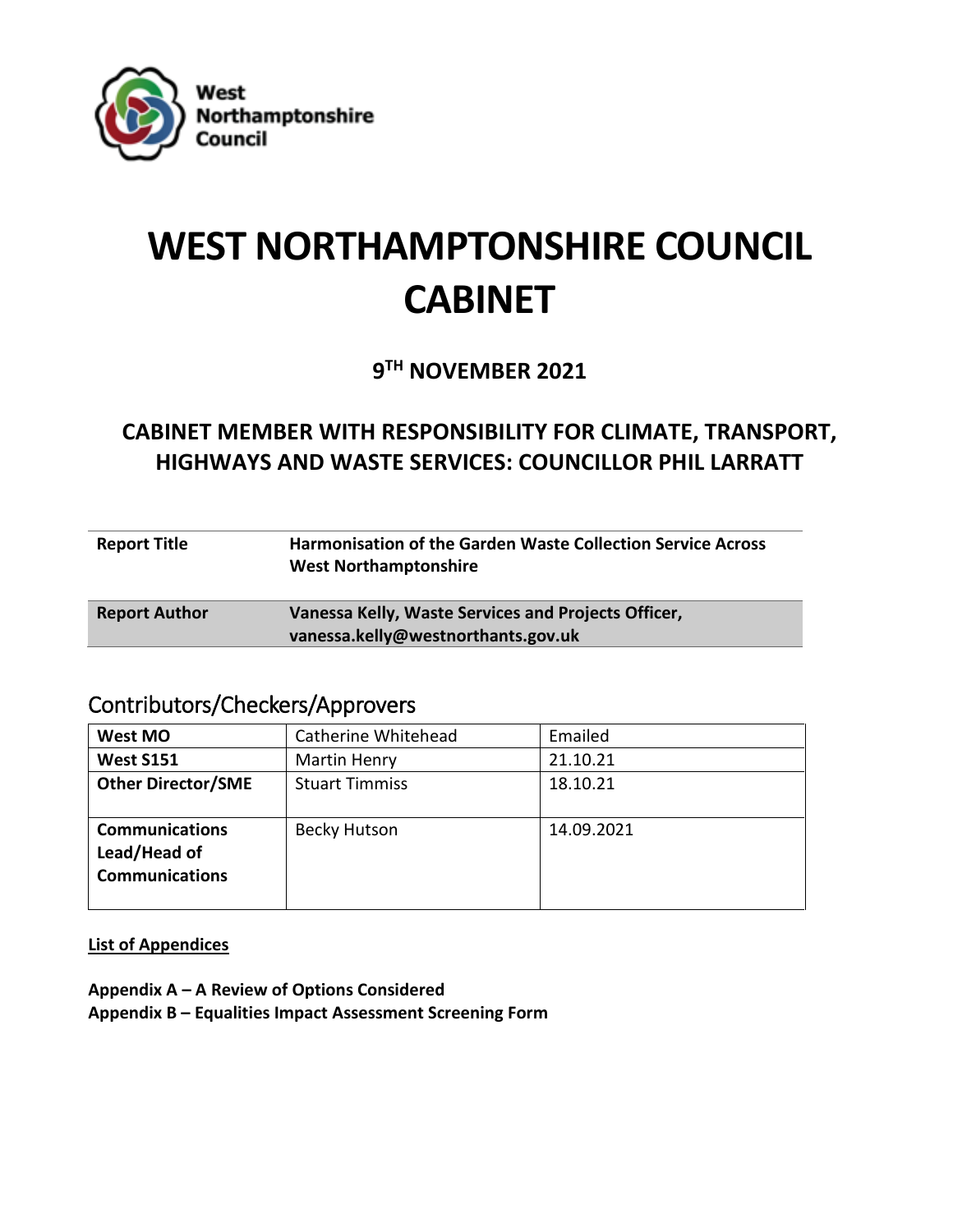West Northamptonshire Council

# WEST NORTHAMPTONSHIRE COUNCIL CABINET

## 9TH NOVEMBER 2021

## CABINET MEMBER WITH RESPONSIBILITY FOR CLIMATE, TRANSPORT, HIGHWAYS AND WASTE SERVICES: COUNCILLOR PHIL LARRATT

| | |
|---|---|
| **Report Title** | **Harmonisation of the Garden Waste Collection Service Across West Northamptonshire** |
| **Report Author** | **Vanessa Kelly, Waste Services and Projects Officer, vanessa.kelly@westnorthants.gov.uk** |

## Contributors/Checkers/Approvers

| | | |
|---|---|---|
| **West MO** | Catherine Whitehead | Emailed |
| **West S151** | Martin Henry | 21.10.21 |
| **Other Director/SME** | Stuart Timmiss | 18.10.21 |
| **Communications Lead/Head of Communications** | Becky Hutson | 14.09.2021 |

**List of Appendices**

**Appendix A – A Review of Options Considered**
**Appendix B – Equalities Impact Assessment Screening Form**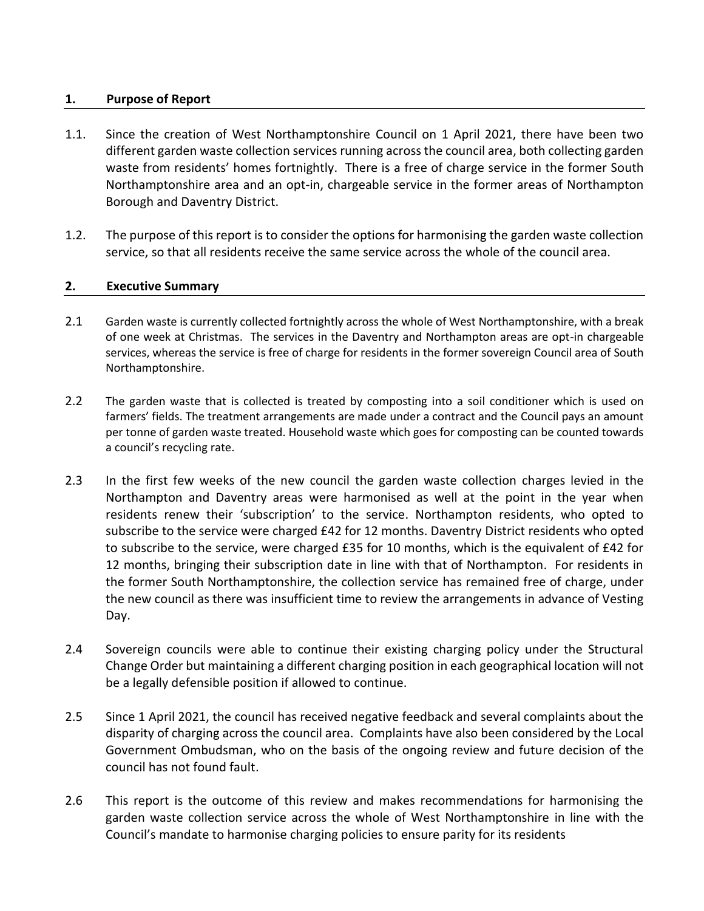## 1. Purpose of Report

1.1. Since the creation of West Northamptonshire Council on 1 April 2021, there have been two different garden waste collection services running across the council area, both collecting garden waste from residents' homes fortnightly. There is a free of charge service in the former South Northamptonshire area and an opt-in, chargeable service in the former areas of Northampton Borough and Daventry District.

1.2. The purpose of this report is to consider the options for harmonising the garden waste collection service, so that all residents receive the same service across the whole of the council area.

## 2. Executive Summary

2.1 Garden waste is currently collected fortnightly across the whole of West Northamptonshire, with a break of one week at Christmas. The services in the Daventry and Northampton areas are opt-in chargeable services, whereas the service is free of charge for residents in the former sovereign Council area of South Northamptonshire.

2.2 The garden waste that is collected is treated by composting into a soil conditioner which is used on farmers' fields. The treatment arrangements are made under a contract and the Council pays an amount per tonne of garden waste treated. Household waste which goes for composting can be counted towards a council's recycling rate.

2.3 In the first few weeks of the new council the garden waste collection charges levied in the Northampton and Daventry areas were harmonised as well at the point in the year when residents renew their 'subscription' to the service. Northampton residents, who opted to subscribe to the service were charged £42 for 12 months. Daventry District residents who opted to subscribe to the service, were charged £35 for 10 months, which is the equivalent of £42 for 12 months, bringing their subscription date in line with that of Northampton. For residents in the former South Northamptonshire, the collection service has remained free of charge, under the new council as there was insufficient time to review the arrangements in advance of Vesting Day.

2.4 Sovereign councils were able to continue their existing charging policy under the Structural Change Order but maintaining a different charging position in each geographical location will not be a legally defensible position if allowed to continue.

2.5 Since 1 April 2021, the council has received negative feedback and several complaints about the disparity of charging across the council area. Complaints have also been considered by the Local Government Ombudsman, who on the basis of the ongoing review and future decision of the council has not found fault.

2.6 This report is the outcome of this review and makes recommendations for harmonising the garden waste collection service across the whole of West Northamptonshire in line with the Council's mandate to harmonise charging policies to ensure parity for its residents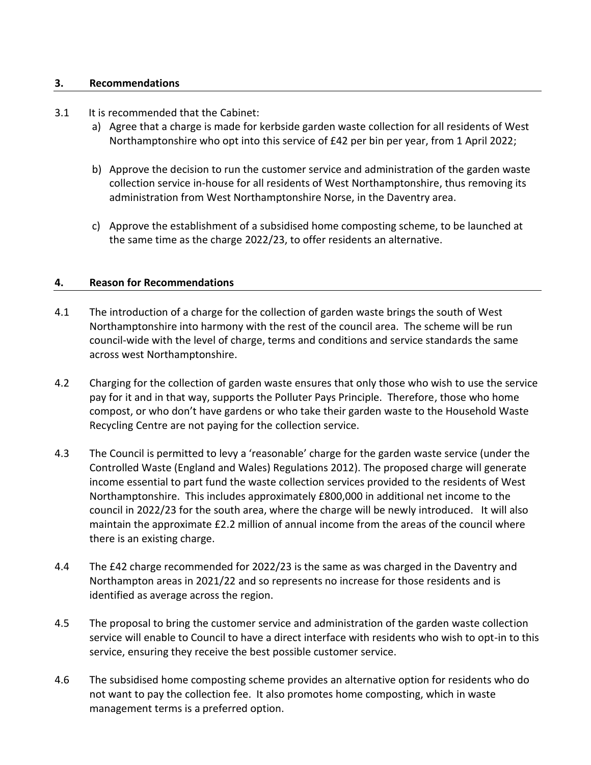## 3. Recommendations

3.1 It is recommended that the Cabinet:

a) Agree that a charge is made for kerbside garden waste collection for all residents of West Northamptonshire who opt into this service of £42 per bin per year, from 1 April 2022;

b) Approve the decision to run the customer service and administration of the garden waste collection service in-house for all residents of West Northamptonshire, thus removing its administration from West Northamptonshire Norse, in the Daventry area.

c) Approve the establishment of a subsidised home composting scheme, to be launched at the same time as the charge 2022/23, to offer residents an alternative.

## 4. Reason for Recommendations

4.1 The introduction of a charge for the collection of garden waste brings the south of West Northamptonshire into harmony with the rest of the council area. The scheme will be run council-wide with the level of charge, terms and conditions and service standards the same across west Northamptonshire.

4.2 Charging for the collection of garden waste ensures that only those who wish to use the service pay for it and in that way, supports the Polluter Pays Principle. Therefore, those who home compost, or who don't have gardens or who take their garden waste to the Household Waste Recycling Centre are not paying for the collection service.

4.3 The Council is permitted to levy a 'reasonable' charge for the garden waste service (under the Controlled Waste (England and Wales) Regulations 2012). The proposed charge will generate income essential to part fund the waste collection services provided to the residents of West Northamptonshire. This includes approximately £800,000 in additional net income to the council in 2022/23 for the south area, where the charge will be newly introduced. It will also maintain the approximate £2.2 million of annual income from the areas of the council where there is an existing charge.

4.4 The £42 charge recommended for 2022/23 is the same as was charged in the Daventry and Northampton areas in 2021/22 and so represents no increase for those residents and is identified as average across the region.

4.5 The proposal to bring the customer service and administration of the garden waste collection service will enable to Council to have a direct interface with residents who wish to opt-in to this service, ensuring they receive the best possible customer service.

4.6 The subsidised home composting scheme provides an alternative option for residents who do not want to pay the collection fee. It also promotes home composting, which in waste management terms is a preferred option.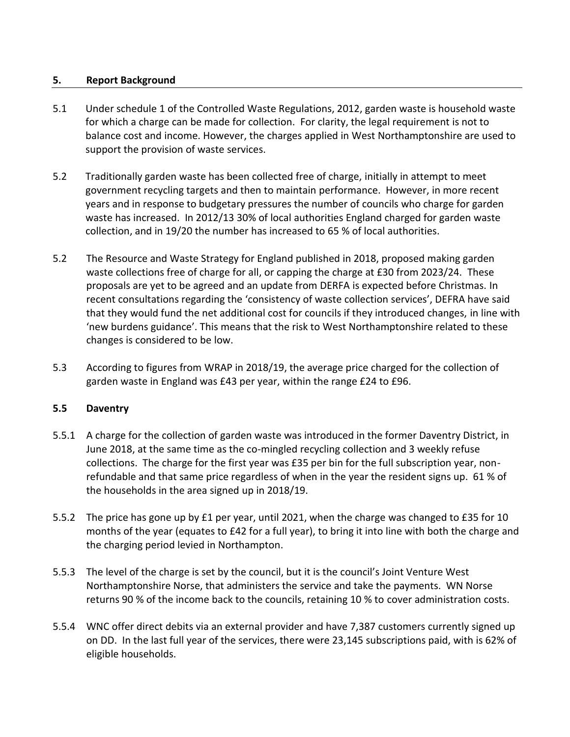## 5. Report Background

5.1 Under schedule 1 of the Controlled Waste Regulations, 2012, garden waste is household waste for which a charge can be made for collection. For clarity, the legal requirement is not to balance cost and income. However, the charges applied in West Northamptonshire are used to support the provision of waste services.

5.2 Traditionally garden waste has been collected free of charge, initially in attempt to meet government recycling targets and then to maintain performance. However, in more recent years and in response to budgetary pressures the number of councils who charge for garden waste has increased. In 2012/13 30% of local authorities England charged for garden waste collection, and in 19/20 the number has increased to 65 % of local authorities.

5.2 The Resource and Waste Strategy for England published in 2018, proposed making garden waste collections free of charge for all, or capping the charge at £30 from 2023/24. These proposals are yet to be agreed and an update from DERFA is expected before Christmas. In recent consultations regarding the 'consistency of waste collection services', DEFRA have said that they would fund the net additional cost for councils if they introduced changes, in line with 'new burdens guidance'. This means that the risk to West Northamptonshire related to these changes is considered to be low.

5.3 According to figures from WRAP in 2018/19, the average price charged for the collection of garden waste in England was £43 per year, within the range £24 to £96.

### 5.5 Daventry

5.5.1 A charge for the collection of garden waste was introduced in the former Daventry District, in June 2018, at the same time as the co-mingled recycling collection and 3 weekly refuse collections. The charge for the first year was £35 per bin for the full subscription year, non-refundable and that same price regardless of when in the year the resident signs up. 61 % of the households in the area signed up in 2018/19.

5.5.2 The price has gone up by £1 per year, until 2021, when the charge was changed to £35 for 10 months of the year (equates to £42 for a full year), to bring it into line with both the charge and the charging period levied in Northampton.

5.5.3 The level of the charge is set by the council, but it is the council's Joint Venture West Northamptonshire Norse, that administers the service and take the payments. WN Norse returns 90 % of the income back to the councils, retaining 10 % to cover administration costs.

5.5.4 WNC offer direct debits via an external provider and have 7,387 customers currently signed up on DD. In the last full year of the services, there were 23,145 subscriptions paid, with is 62% of eligible households.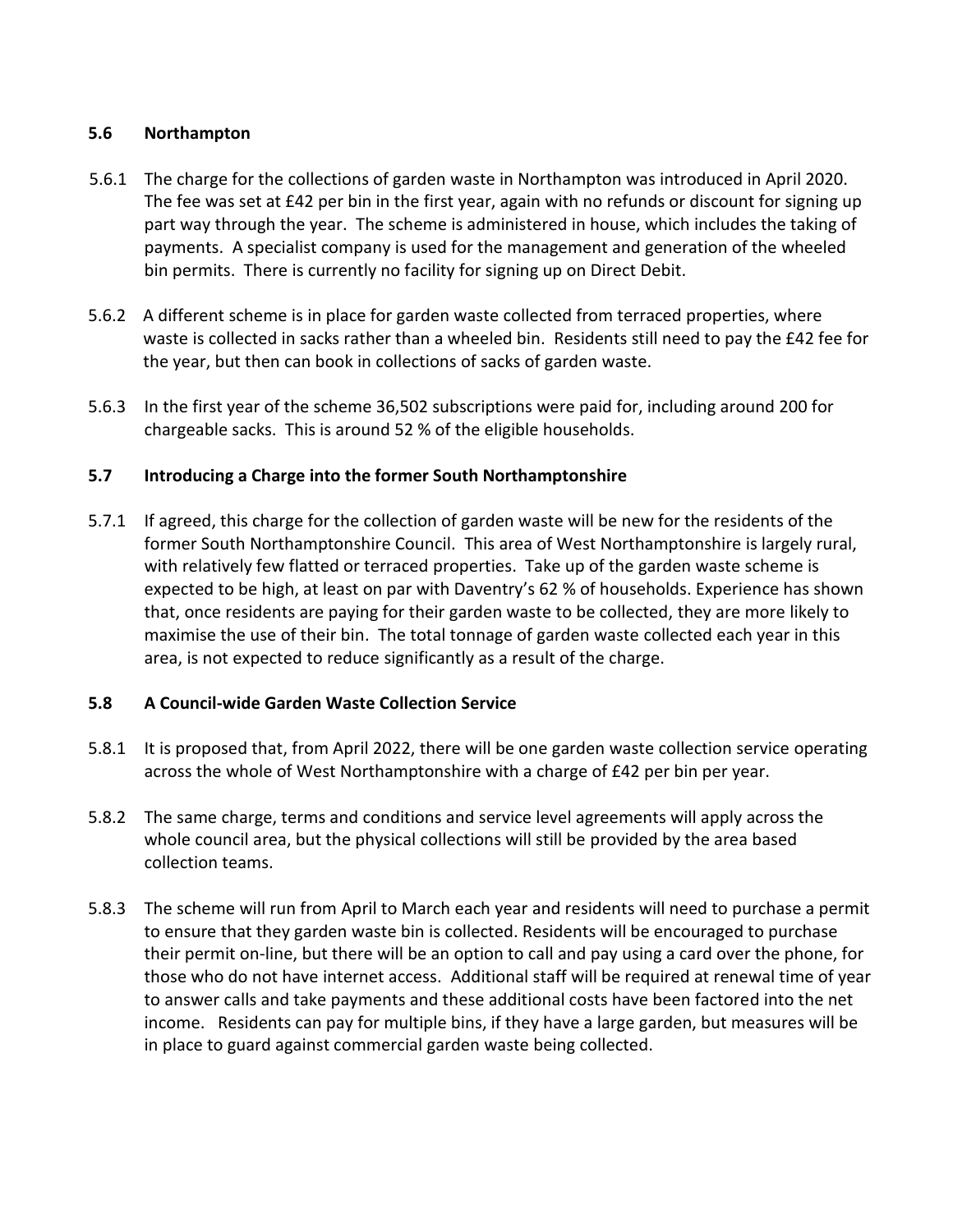### 5.6 Northampton

5.6.1 The charge for the collections of garden waste in Northampton was introduced in April 2020. The fee was set at £42 per bin in the first year, again with no refunds or discount for signing up part way through the year. The scheme is administered in house, which includes the taking of payments. A specialist company is used for the management and generation of the wheeled bin permits. There is currently no facility for signing up on Direct Debit.

5.6.2 A different scheme is in place for garden waste collected from terraced properties, where waste is collected in sacks rather than a wheeled bin. Residents still need to pay the £42 fee for the year, but then can book in collections of sacks of garden waste.

5.6.3 In the first year of the scheme 36,502 subscriptions were paid for, including around 200 for chargeable sacks. This is around 52 % of the eligible households.

### 5.7 Introducing a Charge into the former South Northamptonshire

5.7.1 If agreed, this charge for the collection of garden waste will be new for the residents of the former South Northamptonshire Council. This area of West Northamptonshire is largely rural, with relatively few flatted or terraced properties. Take up of the garden waste scheme is expected to be high, at least on par with Daventry's 62 % of households. Experience has shown that, once residents are paying for their garden waste to be collected, they are more likely to maximise the use of their bin. The total tonnage of garden waste collected each year in this area, is not expected to reduce significantly as a result of the charge.

### 5.8 A Council-wide Garden Waste Collection Service

5.8.1 It is proposed that, from April 2022, there will be one garden waste collection service operating across the whole of West Northamptonshire with a charge of £42 per bin per year.

5.8.2 The same charge, terms and conditions and service level agreements will apply across the whole council area, but the physical collections will still be provided by the area based collection teams.

5.8.3 The scheme will run from April to March each year and residents will need to purchase a permit to ensure that they garden waste bin is collected. Residents will be encouraged to purchase their permit on-line, but there will be an option to call and pay using a card over the phone, for those who do not have internet access. Additional staff will be required at renewal time of year to answer calls and take payments and these additional costs have been factored into the net income. Residents can pay for multiple bins, if they have a large garden, but measures will be in place to guard against commercial garden waste being collected.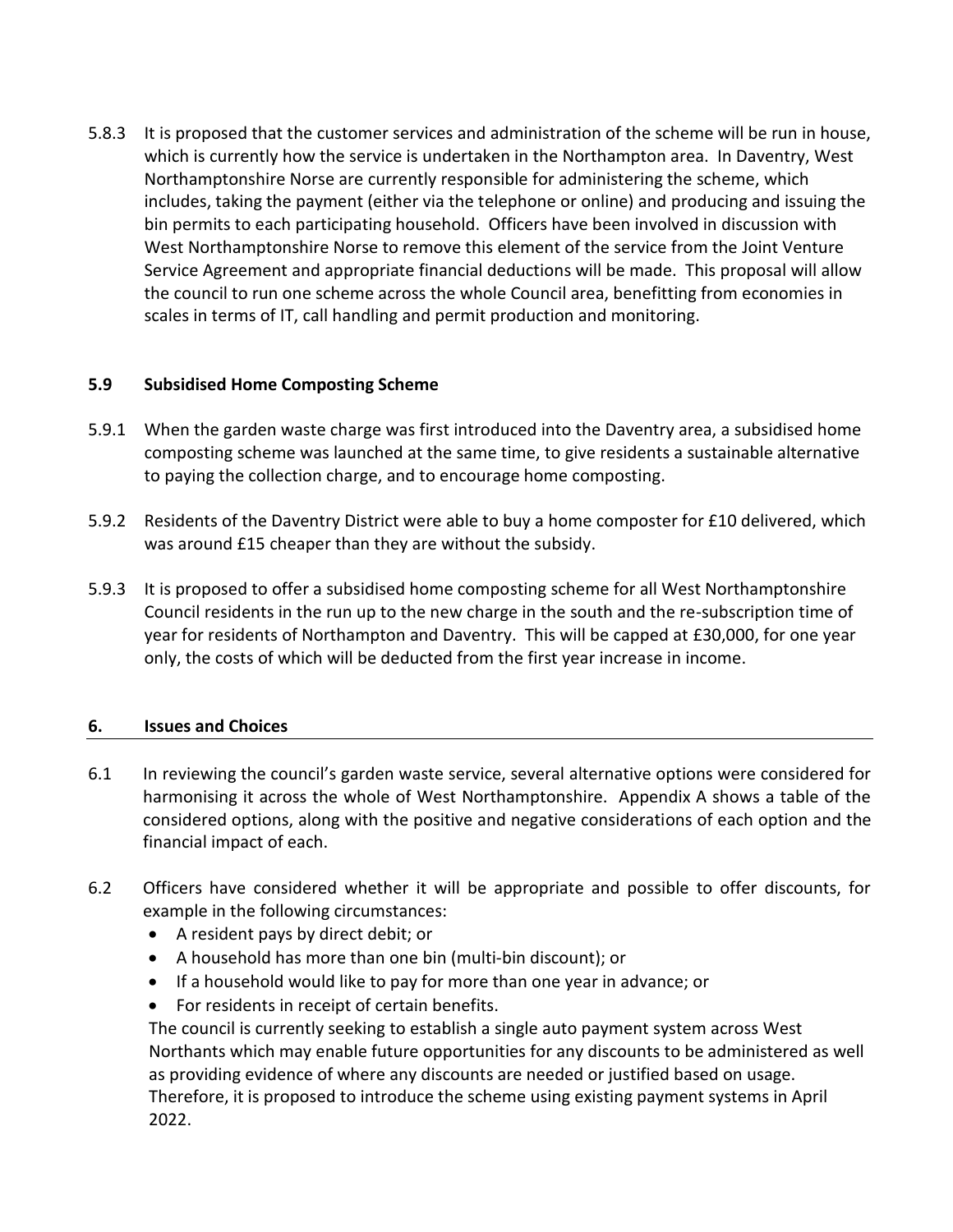5.8.3 It is proposed that the customer services and administration of the scheme will be run in house, which is currently how the service is undertaken in the Northampton area. In Daventry, West Northamptonshire Norse are currently responsible for administering the scheme, which includes, taking the payment (either via the telephone or online) and producing and issuing the bin permits to each participating household. Officers have been involved in discussion with West Northamptonshire Norse to remove this element of the service from the Joint Venture Service Agreement and appropriate financial deductions will be made. This proposal will allow the council to run one scheme across the whole Council area, benefitting from economies in scales in terms of IT, call handling and permit production and monitoring.

### 5.9 Subsidised Home Composting Scheme

5.9.1 When the garden waste charge was first introduced into the Daventry area, a subsidised home composting scheme was launched at the same time, to give residents a sustainable alternative to paying the collection charge, and to encourage home composting.

5.9.2 Residents of the Daventry District were able to buy a home composter for £10 delivered, which was around £15 cheaper than they are without the subsidy.

5.9.3 It is proposed to offer a subsidised home composting scheme for all West Northamptonshire Council residents in the run up to the new charge in the south and the re-subscription time of year for residents of Northampton and Daventry. This will be capped at £30,000, for one year only, the costs of which will be deducted from the first year increase in income.

## 6. Issues and Choices

6.1 In reviewing the council's garden waste service, several alternative options were considered for harmonising it across the whole of West Northamptonshire. Appendix A shows a table of the considered options, along with the positive and negative considerations of each option and the financial impact of each.

6.2 Officers have considered whether it will be appropriate and possible to offer discounts, for example in the following circumstances:

- A resident pays by direct debit; or
- A household has more than one bin (multi-bin discount); or
- If a household would like to pay for more than one year in advance; or
- For residents in receipt of certain benefits.

The council is currently seeking to establish a single auto payment system across West Northants which may enable future opportunities for any discounts to be administered as well as providing evidence of where any discounts are needed or justified based on usage. Therefore, it is proposed to introduce the scheme using existing payment systems in April 2022.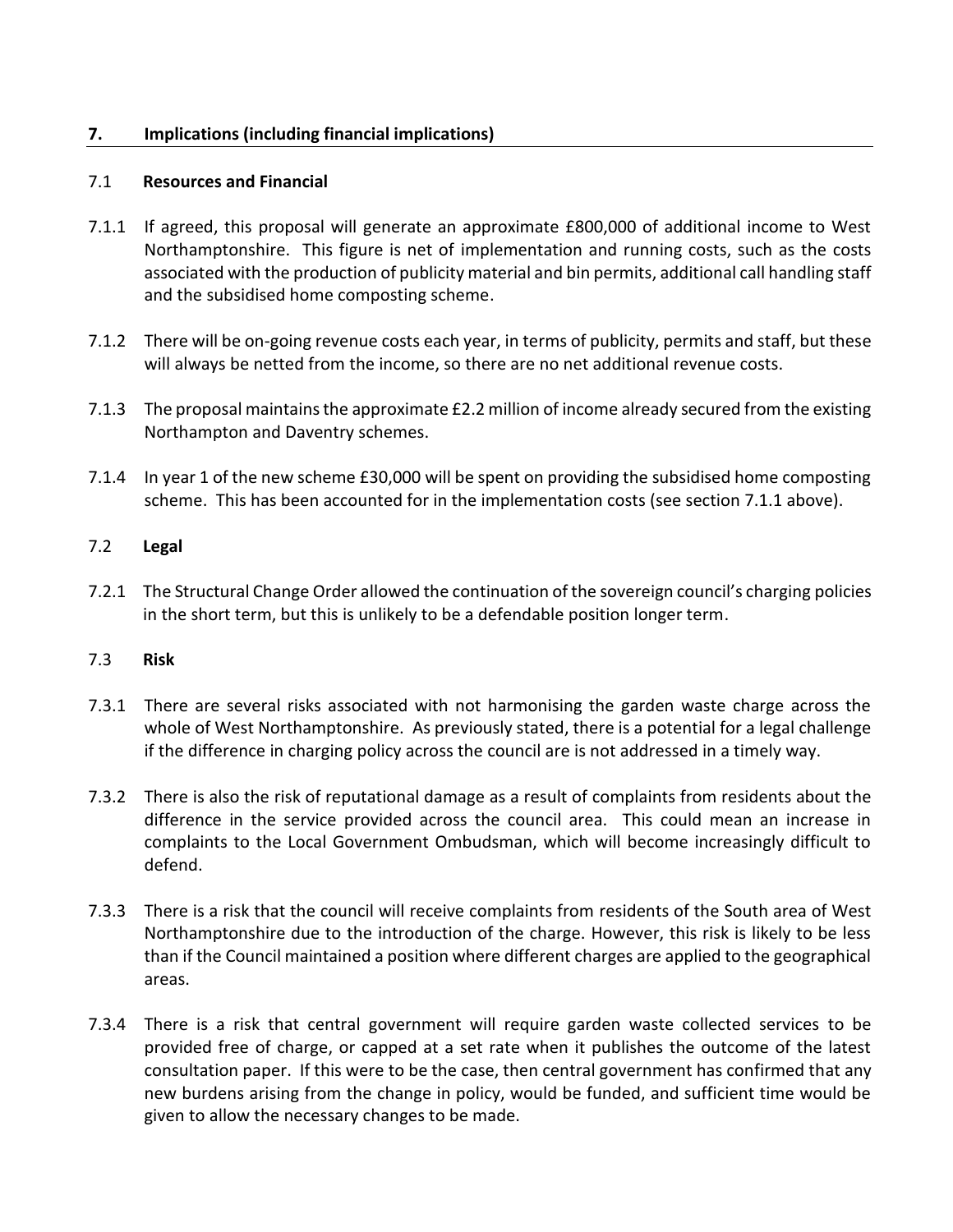## 7. Implications (including financial implications)

### 7.1 Resources and Financial

7.1.1 If agreed, this proposal will generate an approximate £800,000 of additional income to West Northamptonshire. This figure is net of implementation and running costs, such as the costs associated with the production of publicity material and bin permits, additional call handling staff and the subsidised home composting scheme.

7.1.2 There will be on-going revenue costs each year, in terms of publicity, permits and staff, but these will always be netted from the income, so there are no net additional revenue costs.

7.1.3 The proposal maintains the approximate £2.2 million of income already secured from the existing Northampton and Daventry schemes.

7.1.4 In year 1 of the new scheme £30,000 will be spent on providing the subsidised home composting scheme. This has been accounted for in the implementation costs (see section 7.1.1 above).

### 7.2 Legal

7.2.1 The Structural Change Order allowed the continuation of the sovereign council's charging policies in the short term, but this is unlikely to be a defendable position longer term.

### 7.3 Risk

7.3.1 There are several risks associated with not harmonising the garden waste charge across the whole of West Northamptonshire. As previously stated, there is a potential for a legal challenge if the difference in charging policy across the council are is not addressed in a timely way.

7.3.2 There is also the risk of reputational damage as a result of complaints from residents about the difference in the service provided across the council area. This could mean an increase in complaints to the Local Government Ombudsman, which will become increasingly difficult to defend.

7.3.3 There is a risk that the council will receive complaints from residents of the South area of West Northamptonshire due to the introduction of the charge. However, this risk is likely to be less than if the Council maintained a position where different charges are applied to the geographical areas.

7.3.4 There is a risk that central government will require garden waste collected services to be provided free of charge, or capped at a set rate when it publishes the outcome of the latest consultation paper. If this were to be the case, then central government has confirmed that any new burdens arising from the change in policy, would be funded, and sufficient time would be given to allow the necessary changes to be made.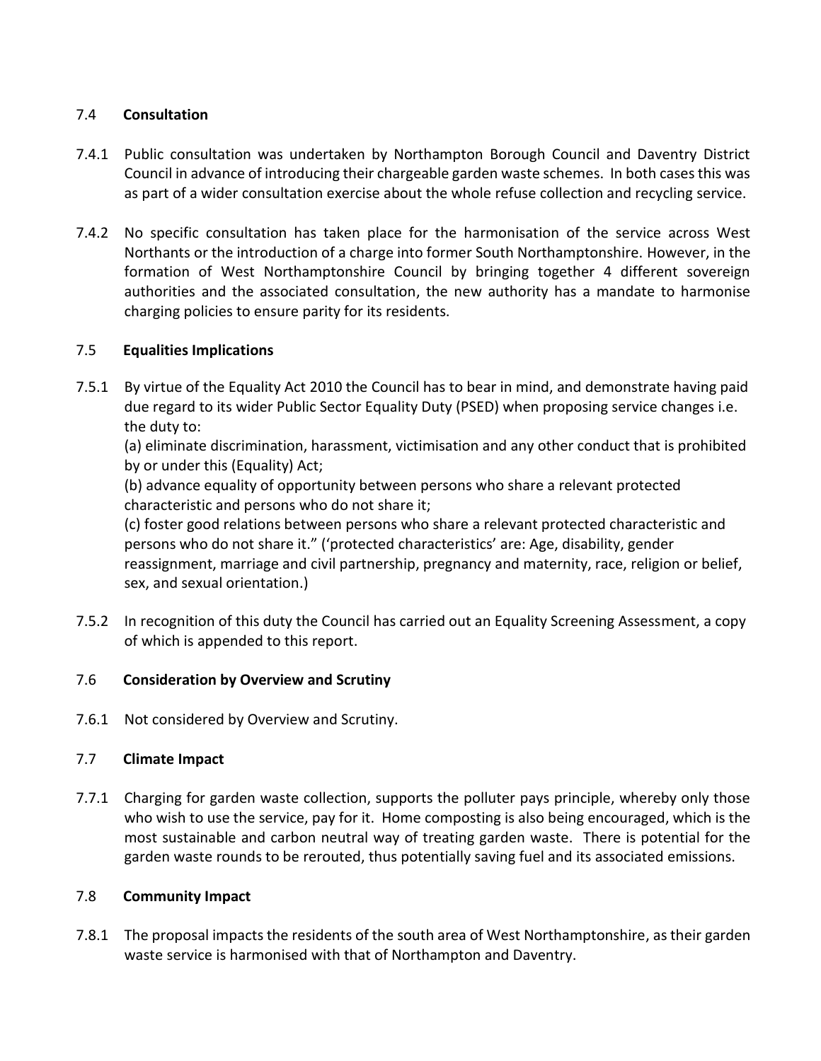### 7.4 Consultation

7.4.1 Public consultation was undertaken by Northampton Borough Council and Daventry District Council in advance of introducing their chargeable garden waste schemes. In both cases this was as part of a wider consultation exercise about the whole refuse collection and recycling service.

7.4.2 No specific consultation has taken place for the harmonisation of the service across West Northants or the introduction of a charge into former South Northamptonshire. However, in the formation of West Northamptonshire Council by bringing together 4 different sovereign authorities and the associated consultation, the new authority has a mandate to harmonise charging policies to ensure parity for its residents.

### 7.5 Equalities Implications

7.5.1 By virtue of the Equality Act 2010 the Council has to bear in mind, and demonstrate having paid due regard to its wider Public Sector Equality Duty (PSED) when proposing service changes i.e. the duty to:

(a) eliminate discrimination, harassment, victimisation and any other conduct that is prohibited by or under this (Equality) Act;

(b) advance equality of opportunity between persons who share a relevant protected characteristic and persons who do not share it;

(c) foster good relations between persons who share a relevant protected characteristic and persons who do not share it." ('protected characteristics' are: Age, disability, gender reassignment, marriage and civil partnership, pregnancy and maternity, race, religion or belief, sex, and sexual orientation.)

7.5.2 In recognition of this duty the Council has carried out an Equality Screening Assessment, a copy of which is appended to this report.

### 7.6 Consideration by Overview and Scrutiny

7.6.1 Not considered by Overview and Scrutiny.

### 7.7 Climate Impact

7.7.1 Charging for garden waste collection, supports the polluter pays principle, whereby only those who wish to use the service, pay for it. Home composting is also being encouraged, which is the most sustainable and carbon neutral way of treating garden waste. There is potential for the garden waste rounds to be rerouted, thus potentially saving fuel and its associated emissions.

### 7.8 Community Impact

7.8.1 The proposal impacts the residents of the south area of West Northamptonshire, as their garden waste service is harmonised with that of Northampton and Daventry.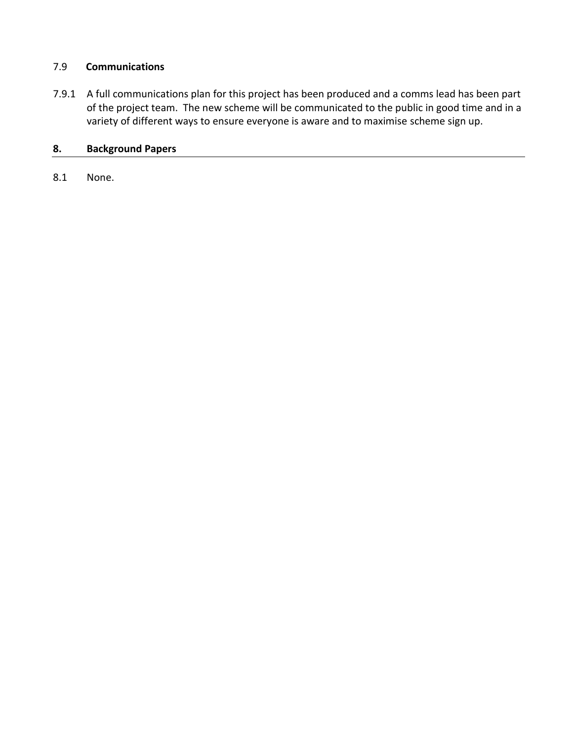### 7.9 Communications

7.9.1 A full communications plan for this project has been produced and a comms lead has been part of the project team. The new scheme will be communicated to the public in good time and in a variety of different ways to ensure everyone is aware and to maximise scheme sign up.

## 8. Background Papers

8.1 None.